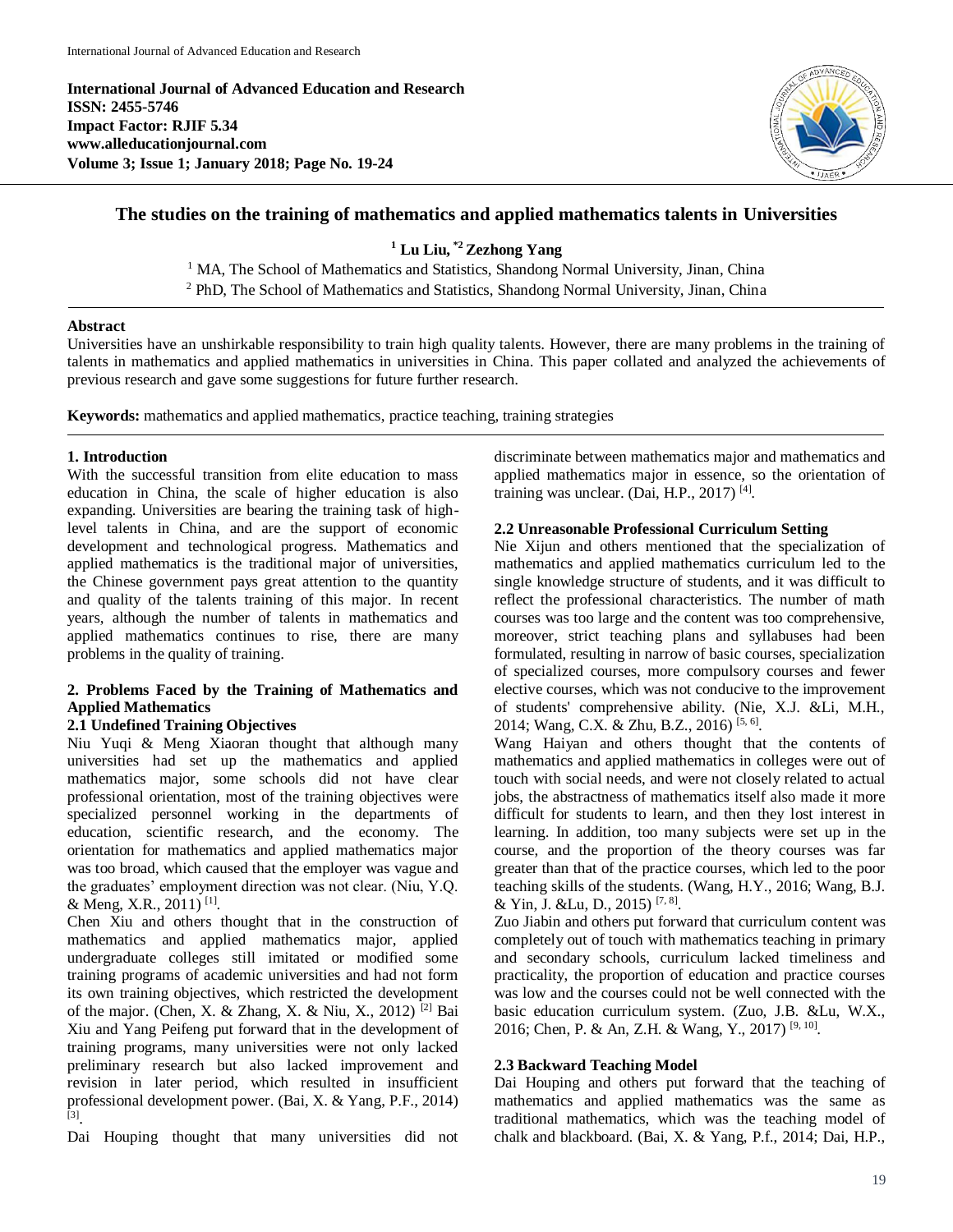International Journal of Advanced Education and Research
ISSN: 2455-5746
Impact Factor: RJIF 5.34
www.alleducationjournal.com
Volume 3; Issue 1; January 2018; Page No. 19-24

# The studies on the training of mathematics and applied mathematics talents in Universities

[1] Lu Liu, *[2] Zezhong Yang

[1] MA, The School of Mathematics and Statistics, Shandong Normal University, Jinan, China
[2] PhD, The School of Mathematics and Statistics, Shandong Normal University, Jinan, China

## Abstract

Universities have an unshirkable responsibility to train high quality talents. However, there are many problems in the training of talents in mathematics and applied mathematics in universities in China. This paper collated and analyzed the achievements of previous research and gave some suggestions for future further research.

**Keywords:** mathematics and applied mathematics, practice teaching, training strategies

## 1. Introduction

With the successful transition from elite education to mass education in China, the scale of higher education is also expanding. Universities are bearing the training task of high-level talents in China, and are the support of economic development and technological progress. Mathematics and applied mathematics is the traditional major of universities, the Chinese government pays great attention to the quantity and quality of the talents training of this major. In recent years, although the number of talents in mathematics and applied mathematics continues to rise, there are many problems in the quality of training.

## 2. Problems Faced by the Training of Mathematics and Applied Mathematics

### 2.1 Undefined Training Objectives

Niu Yuqi & Meng Xiaoran thought that although many universities had set up the mathematics and applied mathematics major, some schools did not have clear professional orientation, most of the training objectives were specialized personnel working in the departments of education, scientific research, and the economy. The orientation for mathematics and applied mathematics major was too broad, which caused that the employer was vague and the graduates' employment direction was not clear. (Niu, Y.Q. & Meng, X.R., 2011) [1].

Chen Xiu and others thought that in the construction of mathematics and applied mathematics major, applied undergraduate colleges still imitated or modified some training programs of academic universities and had not form its own training objectives, which restricted the development of the major. (Chen, X. & Zhang, X. & Niu, X., 2012) [2] Bai Xiu and Yang Peifeng put forward that in the development of training programs, many universities were not only lacked preliminary research but also lacked improvement and revision in later period, which resulted in insufficient professional development power. (Bai, X. & Yang, P.F., 2014) [3].

Dai Houping thought that many universities did not discriminate between mathematics major and mathematics and applied mathematics major in essence, so the orientation of training was unclear. (Dai, H.P., 2017) [4].

### 2.2 Unreasonable Professional Curriculum Setting

Nie Xijun and others mentioned that the specialization of mathematics and applied mathematics curriculum led to the single knowledge structure of students, and it was difficult to reflect the professional characteristics. The number of math courses was too large and the content was too comprehensive, moreover, strict teaching plans and syllabuses had been formulated, resulting in narrow of basic courses, specialization of specialized courses, more compulsory courses and fewer elective courses, which was not conducive to the improvement of students' comprehensive ability. (Nie, X.J. &Li, M.H., 2014; Wang, C.X. & Zhu, B.Z., 2016) [5, 6].

Wang Haiyan and others thought that the contents of mathematics and applied mathematics in colleges were out of touch with social needs, and were not closely related to actual jobs, the abstractness of mathematics itself also made it more difficult for students to learn, and then they lost interest in learning. In addition, too many subjects were set up in the course, and the proportion of the theory courses was far greater than that of the practice courses, which led to the poor teaching skills of the students. (Wang, H.Y., 2016; Wang, B.J. & Yin, J. &Lu, D., 2015) [7, 8].

Zuo Jiabin and others put forward that curriculum content was completely out of touch with mathematics teaching in primary and secondary schools, curriculum lacked timeliness and practicality, the proportion of education and practice courses was low and the courses could not be well connected with the basic education curriculum system. (Zuo, J.B. &Lu, W.X., 2016; Chen, P. & An, Z.H. & Wang, Y., 2017) [9, 10].

### 2.3 Backward Teaching Model

Dai Houping and others put forward that the teaching of mathematics and applied mathematics was the same as traditional mathematics, which was the teaching model of chalk and blackboard. (Bai, X. & Yang, P.f., 2014; Dai, H.P.,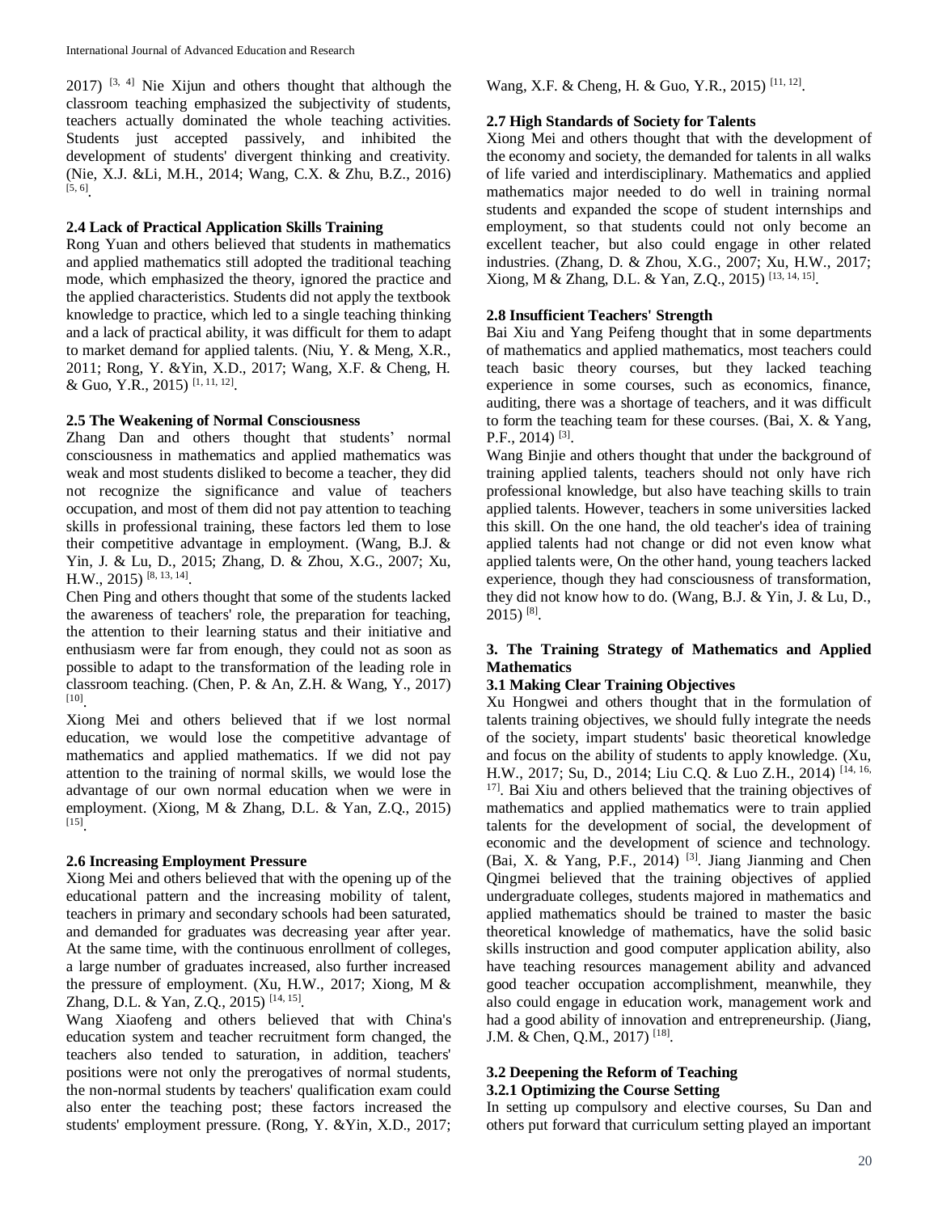2017) [3, 4] Nie Xijun and others thought that although the classroom teaching emphasized the subjectivity of students, teachers actually dominated the whole teaching activities. Students just accepted passively, and inhibited the development of students' divergent thinking and creativity. (Nie, X.J. &Li, M.H., 2014; Wang, C.X. & Zhu, B.Z., 2016) [5, 6].

### 2.4 Lack of Practical Application Skills Training

Rong Yuan and others believed that students in mathematics and applied mathematics still adopted the traditional teaching mode, which emphasized the theory, ignored the practice and the applied characteristics. Students did not apply the textbook knowledge to practice, which led to a single teaching thinking and a lack of practical ability, it was difficult for them to adapt to market demand for applied talents. (Niu, Y. & Meng, X.R., 2011; Rong, Y. &Yin, X.D., 2017; Wang, X.F. & Cheng, H. & Guo, Y.R., 2015) [1, 11, 12].

### 2.5 The Weakening of Normal Consciousness

Zhang Dan and others thought that students' normal consciousness in mathematics and applied mathematics was weak and most students disliked to become a teacher, they did not recognize the significance and value of teachers occupation, and most of them did not pay attention to teaching skills in professional training, these factors led them to lose their competitive advantage in employment. (Wang, B.J. & Yin, J. & Lu, D., 2015; Zhang, D. & Zhou, X.G., 2007; Xu, H.W., 2015) [8, 13, 14].

Chen Ping and others thought that some of the students lacked the awareness of teachers' role, the preparation for teaching, the attention to their learning status and their initiative and enthusiasm were far from enough, they could not as soon as possible to adapt to the transformation of the leading role in classroom teaching. (Chen, P. & An, Z.H. & Wang, Y., 2017) [10].

Xiong Mei and others believed that if we lost normal education, we would lose the competitive advantage of mathematics and applied mathematics. If we did not pay attention to the training of normal skills, we would lose the advantage of our own normal education when we were in employment. (Xiong, M & Zhang, D.L. & Yan, Z.Q., 2015) [15].

### 2.6 Increasing Employment Pressure

Xiong Mei and others believed that with the opening up of the educational pattern and the increasing mobility of talent, teachers in primary and secondary schools had been saturated, and demanded for graduates was decreasing year after year. At the same time, with the continuous enrollment of colleges, a large number of graduates increased, also further increased the pressure of employment. (Xu, H.W., 2017; Xiong, M & Zhang, D.L. & Yan, Z.Q., 2015) [14, 15].

Wang Xiaofeng and others believed that with China's education system and teacher recruitment form changed, the teachers also tended to saturation, in addition, teachers' positions were not only the prerogatives of normal students, the non-normal students by teachers' qualification exam could also enter the teaching post; these factors increased the students' employment pressure. (Rong, Y. &Yin, X.D., 2017; Wang, X.F. & Cheng, H. & Guo, Y.R., 2015) [11, 12].

### 2.7 High Standards of Society for Talents

Xiong Mei and others thought that with the development of the economy and society, the demanded for talents in all walks of life varied and interdisciplinary. Mathematics and applied mathematics major needed to do well in training normal students and expanded the scope of student internships and employment, so that students could not only become an excellent teacher, but also could engage in other related industries. (Zhang, D. & Zhou, X.G., 2007; Xu, H.W., 2017; Xiong, M & Zhang, D.L. & Yan, Z.Q., 2015) [13, 14, 15].

### 2.8 Insufficient Teachers' Strength

Bai Xiu and Yang Peifeng thought that in some departments of mathematics and applied mathematics, most teachers could teach basic theory courses, but they lacked teaching experience in some courses, such as economics, finance, auditing, there was a shortage of teachers, and it was difficult to form the teaching team for these courses. (Bai, X. & Yang, P.F., 2014) [3].

Wang Binjie and others thought that under the background of training applied talents, teachers should not only have rich professional knowledge, but also have teaching skills to train applied talents. However, teachers in some universities lacked this skill. On the one hand, the old teacher's idea of training applied talents had not change or did not even know what applied talents were, On the other hand, young teachers lacked experience, though they had consciousness of transformation, they did not know how to do. (Wang, B.J. & Yin, J. & Lu, D., 2015) [8].

## 3. The Training Strategy of Mathematics and Applied Mathematics

### 3.1 Making Clear Training Objectives

Xu Hongwei and others thought that in the formulation of talents training objectives, we should fully integrate the needs of the society, impart students' basic theoretical knowledge and focus on the ability of students to apply knowledge. (Xu, H.W., 2017; Su, D., 2014; Liu C.Q. & Luo Z.H., 2014) [14, 16, 17]. Bai Xiu and others believed that the training objectives of mathematics and applied mathematics were to train applied talents for the development of social, the development of economic and the development of science and technology. (Bai, X. & Yang, P.F., 2014) [3]. Jiang Jianming and Chen Qingmei believed that the training objectives of applied undergraduate colleges, students majored in mathematics and applied mathematics should be trained to master the basic theoretical knowledge of mathematics, have the solid basic skills instruction and good computer application ability, also have teaching resources management ability and advanced good teacher occupation accomplishment, meanwhile, they also could engage in education work, management work and had a good ability of innovation and entrepreneurship. (Jiang, J.M. & Chen, Q.M., 2017) [18].

### 3.2 Deepening the Reform of Teaching

#### 3.2.1 Optimizing the Course Setting

In setting up compulsory and elective courses, Su Dan and others put forward that curriculum setting played an important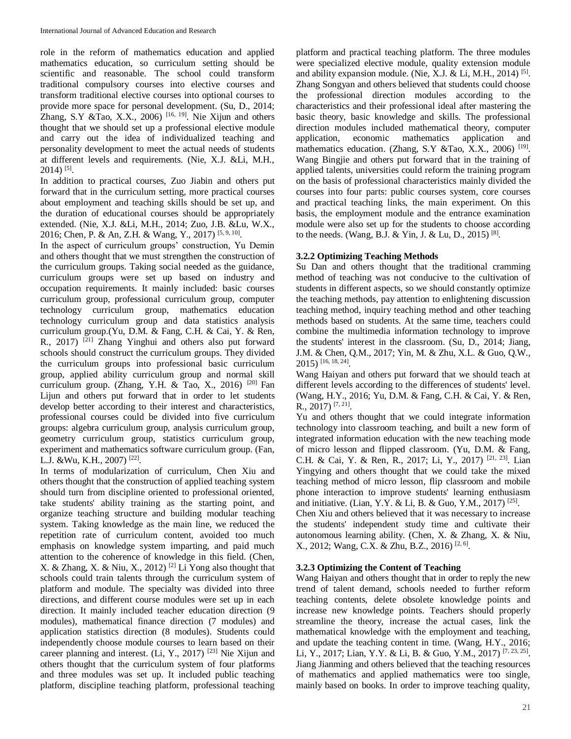role in the reform of mathematics education and applied mathematics education, so curriculum setting should be scientific and reasonable. The school could transform traditional compulsory courses into elective courses and transform traditional elective courses into optional courses to provide more space for personal development. (Su, D., 2014; Zhang, S.Y &Tao, X.X., 2006) [16, 19]. Nie Xijun and others thought that we should set up a professional elective module and carry out the idea of individualized teaching and personality development to meet the actual needs of students at different levels and requirements. (Nie, X.J. &Li, M.H., 2014) [5].

In addition to practical courses, Zuo Jiabin and others put forward that in the curriculum setting, more practical courses about employment and teaching skills should be set up, and the duration of educational courses should be appropriately extended. (Nie, X.J. &Li, M.H., 2014; Zuo, J.B. &Lu, W.X., 2016; Chen, P. & An, Z.H. & Wang, Y., 2017) [5, 9, 10].

In the aspect of curriculum groups' construction, Yu Demin and others thought that we must strengthen the construction of the curriculum groups. Taking social needed as the guidance, curriculum groups were set up based on industry and occupation requirements. It mainly included: basic courses curriculum group, professional curriculum group, computer technology curriculum group, mathematics education technology curriculum group and data statistics analysis curriculum group.(Yu, D.M. & Fang, C.H. & Cai, Y. & Ren, R., 2017) [21] Zhang Yinghui and others also put forward schools should construct the curriculum groups. They divided the curriculum groups into professional basic curriculum group, applied ability curriculum group and normal skill curriculum group. (Zhang, Y.H. & Tao, X., 2016) [20] Fan Lijun and others put forward that in order to let students develop better according to their interest and characteristics, professional courses could be divided into five curriculum groups: algebra curriculum group, analysis curriculum group, geometry curriculum group, statistics curriculum group, experiment and mathematics software curriculum group. (Fan, L.J. &Wu, K.H., 2007) [22].

In terms of modularization of curriculum, Chen Xiu and others thought that the construction of applied teaching system should turn from discipline oriented to professional oriented, take students' ability training as the starting point, and organize teaching structure and building modular teaching system. Taking knowledge as the main line, we reduced the repetition rate of curriculum content, avoided too much emphasis on knowledge system imparting, and paid much attention to the coherence of knowledge in this field. (Chen, X. & Zhang, X. & Niu, X., 2012) [2] Li Yong also thought that schools could train talents through the curriculum system of platform and module. The specialty was divided into three directions, and different course modules were set up in each direction. It mainly included teacher education direction (9 modules), mathematical finance direction (7 modules) and application statistics direction (8 modules). Students could independently choose module courses to learn based on their career planning and interest. (Li, Y., 2017) [23] Nie Xijun and others thought that the curriculum system of four platforms and three modules was set up. It included public teaching platform, discipline teaching platform, professional teaching platform and practical teaching platform. The three modules were specialized elective module, quality extension module and ability expansion module. (Nie, X.J. & Li, M.H., 2014) [5]. Zhang Songyan and others believed that students could choose the professional direction modules according to the characteristics and their professional ideal after mastering the basic theory, basic knowledge and skills. The professional direction modules included mathematical theory, computer application, economic mathematics application and mathematics education. (Zhang, S.Y &Tao, X.X., 2006) [19]. Wang Bingjie and others put forward that in the training of applied talents, universities could reform the training program on the basis of professional characteristics mainly divided the courses into four parts: public courses system, core courses and practical teaching links, the main experiment. On this basis, the employment module and the entrance examination module were also set up for the students to choose according to the needs. (Wang, B.J. & Yin, J. & Lu, D., 2015) [8].

### 3.2.2 Optimizing Teaching Methods

Su Dan and others thought that the traditional cramming method of teaching was not conducive to the cultivation of students in different aspects, so we should constantly optimize the teaching methods, pay attention to enlightening discussion teaching method, inquiry teaching method and other teaching methods based on students. At the same time, teachers could combine the multimedia information technology to improve the students' interest in the classroom. (Su, D., 2014; Jiang, J.M. & Chen, Q.M., 2017; Yin, M. & Zhu, X.L. & Guo, Q.W., 2015) [16, 18, 24].

Wang Haiyan and others put forward that we should teach at different levels according to the differences of students' level. (Wang, H.Y., 2016; Yu, D.M. & Fang, C.H. & Cai, Y. & Ren, R., 2017) [7, 21].

Yu and others thought that we could integrate information technology into classroom teaching, and built a new form of integrated information education with the new teaching mode of micro lesson and flipped classroom. (Yu, D.M. & Fang, C.H. & Cai, Y. & Ren, R., 2017; Li, Y., 2017) [21, 23]. Lian Yingying and others thought that we could take the mixed teaching method of micro lesson, flip classroom and mobile phone interaction to improve students' learning enthusiasm and initiative. (Lian, Y.Y. & Li, B. & Guo, Y.M., 2017) [25].

Chen Xiu and others believed that it was necessary to increase the students' independent study time and cultivate their autonomous learning ability. (Chen, X. & Zhang, X. & Niu, X., 2012; Wang, C.X. & Zhu, B.Z., 2016) [2, 6].

### 3.2.3 Optimizing the Content of Teaching

Wang Haiyan and others thought that in order to reply the new trend of talent demand, schools needed to further reform teaching contents, delete obsolete knowledge points and increase new knowledge points. Teachers should properly streamline the theory, increase the actual cases, link the mathematical knowledge with the employment and teaching, and update the teaching content in time. (Wang, H.Y., 2016; Li, Y., 2017; Lian, Y.Y. & Li, B. & Guo, Y.M., 2017) [7, 23, 25].

Jiang Jianming and others believed that the teaching resources of mathematics and applied mathematics were too single, mainly based on books. In order to improve teaching quality,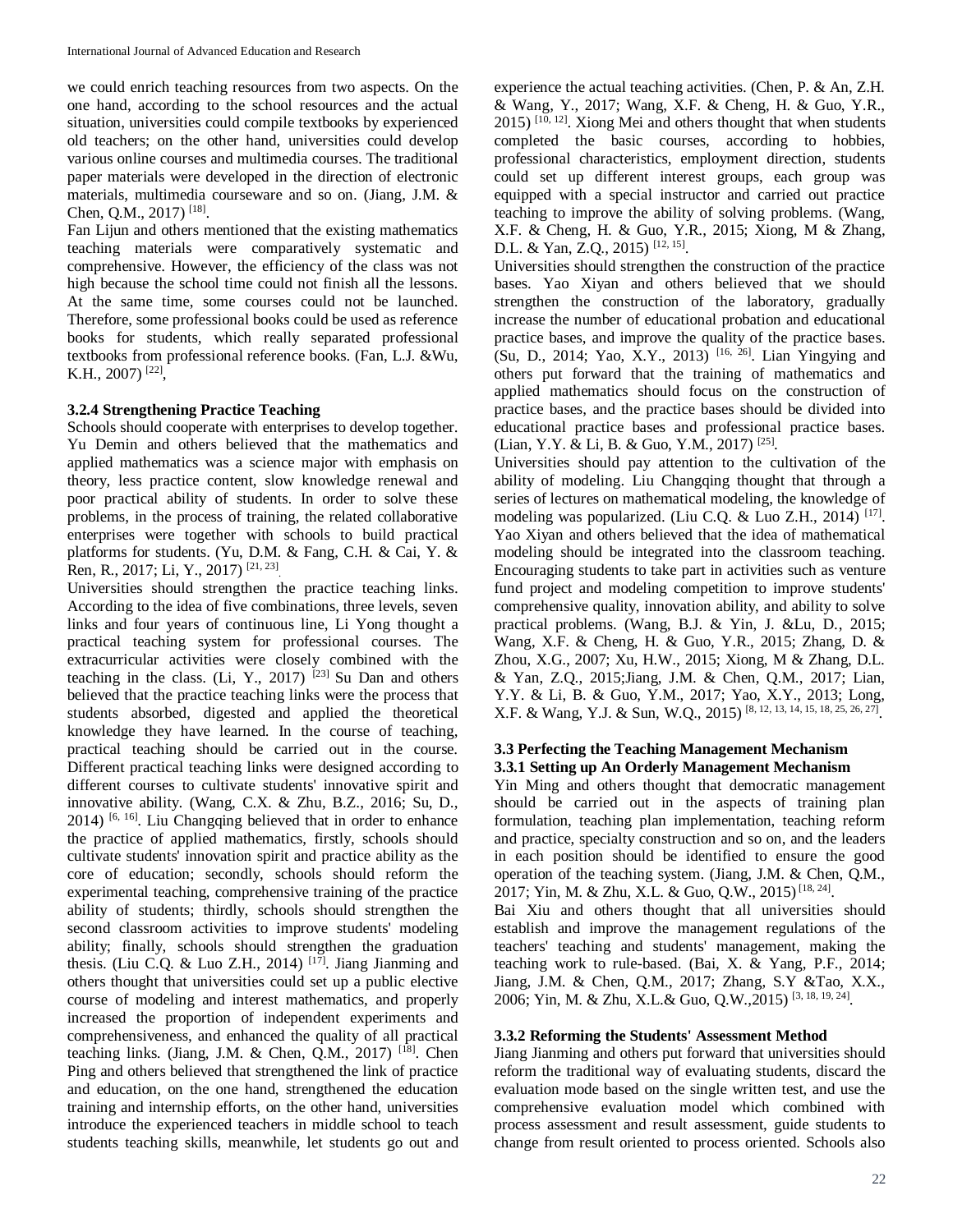we could enrich teaching resources from two aspects. On the one hand, according to the school resources and the actual situation, universities could compile textbooks by experienced old teachers; on the other hand, universities could develop various online courses and multimedia courses. The traditional paper materials were developed in the direction of electronic materials, multimedia courseware and so on. (Jiang, J.M. & Chen, Q.M., 2017) [18].

Fan Lijun and others mentioned that the existing mathematics teaching materials were comparatively systematic and comprehensive. However, the efficiency of the class was not high because the school time could not finish all the lessons. At the same time, some courses could not be launched. Therefore, some professional books could be used as reference books for students, which really separated professional textbooks from professional reference books. (Fan, L.J. &Wu, K.H., 2007) [22],

### 3.2.4 Strengthening Practice Teaching

Schools should cooperate with enterprises to develop together. Yu Demin and others believed that the mathematics and applied mathematics was a science major with emphasis on theory, less practice content, slow knowledge renewal and poor practical ability of students. In order to solve these problems, in the process of training, the related collaborative enterprises were together with schools to build practical platforms for students. (Yu, D.M. & Fang, C.H. & Cai, Y. & Ren, R., 2017; Li, Y., 2017) [21, 23].

Universities should strengthen the practice teaching links. According to the idea of five combinations, three levels, seven links and four years of continuous line, Li Yong thought a practical teaching system for professional courses. The extracurricular activities were closely combined with the teaching in the class. (Li, Y., 2017) [23] Su Dan and others believed that the practice teaching links were the process that students absorbed, digested and applied the theoretical knowledge they have learned. In the course of teaching, practical teaching should be carried out in the course. Different practical teaching links were designed according to different courses to cultivate students' innovative spirit and innovative ability. (Wang, C.X. & Zhu, B.Z., 2016; Su, D., 2014) [6, 16]. Liu Changqing believed that in order to enhance the practice of applied mathematics, firstly, schools should cultivate students' innovation spirit and practice ability as the core of education; secondly, schools should reform the experimental teaching, comprehensive training of the practice ability of students; thirdly, schools should strengthen the second classroom activities to improve students' modeling ability; finally, schools should strengthen the graduation thesis. (Liu C.Q. & Luo Z.H., 2014) [17]. Jiang Jianming and others thought that universities could set up a public elective course of modeling and interest mathematics, and properly increased the proportion of independent experiments and comprehensiveness, and enhanced the quality of all practical teaching links. (Jiang, J.M. & Chen, Q.M., 2017) [18]. Chen Ping and others believed that strengthened the link of practice and education, on the one hand, strengthened the education training and internship efforts, on the other hand, universities introduce the experienced teachers in middle school to teach students teaching skills, meanwhile, let students go out and experience the actual teaching activities. (Chen, P. & An, Z.H. & Wang, Y., 2017; Wang, X.F. & Cheng, H. & Guo, Y.R., 2015) [10, 12]. Xiong Mei and others thought that when students completed the basic courses, according to hobbies, professional characteristics, employment direction, students could set up different interest groups, each group was equipped with a special instructor and carried out practice teaching to improve the ability of solving problems. (Wang, X.F. & Cheng, H. & Guo, Y.R., 2015; Xiong, M & Zhang, D.L. & Yan, Z.Q., 2015) [12, 15].

Universities should strengthen the construction of the practice bases. Yao Xiyan and others believed that we should strengthen the construction of the laboratory, gradually increase the number of educational probation and educational practice bases, and improve the quality of the practice bases. (Su, D., 2014; Yao, X.Y., 2013) [16, 26]. Lian Yingying and others put forward that the training of mathematics and applied mathematics should focus on the construction of practice bases, and the practice bases should be divided into educational practice bases and professional practice bases. (Lian, Y.Y. & Li, B. & Guo, Y.M., 2017) [25].

Universities should pay attention to the cultivation of the ability of modeling. Liu Changqing thought that through a series of lectures on mathematical modeling, the knowledge of modeling was popularized. (Liu C.Q. & Luo Z.H., 2014) [17]. Yao Xiyan and others believed that the idea of mathematical modeling should be integrated into the classroom teaching. Encouraging students to take part in activities such as venture fund project and modeling competition to improve students' comprehensive quality, innovation ability, and ability to solve practical problems. (Wang, B.J. & Yin, J. &Lu, D., 2015; Wang, X.F. & Cheng, H. & Guo, Y.R., 2015; Zhang, D. & Zhou, X.G., 2007; Xu, H.W., 2015; Xiong, M & Zhang, D.L. & Yan, Z.Q., 2015;Jiang, J.M. & Chen, Q.M., 2017; Lian, Y.Y. & Li, B. & Guo, Y.M., 2017; Yao, X.Y., 2013; Long, X.F. & Wang, Y.J. & Sun, W.Q., 2015) [8, 12, 13, 14, 15, 18, 25, 26, 27].

### 3.3 Perfecting the Teaching Management Mechanism

### 3.3.1 Setting up An Orderly Management Mechanism

Yin Ming and others thought that democratic management should be carried out in the aspects of training plan formulation, teaching plan implementation, teaching reform and practice, specialty construction and so on, and the leaders in each position should be identified to ensure the good operation of the teaching system. (Jiang, J.M. & Chen, Q.M., 2017; Yin, M. & Zhu, X.L. & Guo, Q.W., 2015) [18, 24].

Bai Xiu and others thought that all universities should establish and improve the management regulations of the teachers' teaching and students' management, making the teaching work to rule-based. (Bai, X. & Yang, P.F., 2014; Jiang, J.M. & Chen, Q.M., 2017; Zhang, S.Y &Tao, X.X., 2006; Yin, M. & Zhu, X.L.& Guo, Q.W.,2015) [3, 18, 19, 24].

### 3.3.2 Reforming the Students' Assessment Method

Jiang Jianming and others put forward that universities should reform the traditional way of evaluating students, discard the evaluation mode based on the single written test, and use the comprehensive evaluation model which combined with process assessment and result assessment, guide students to change from result oriented to process oriented. Schools also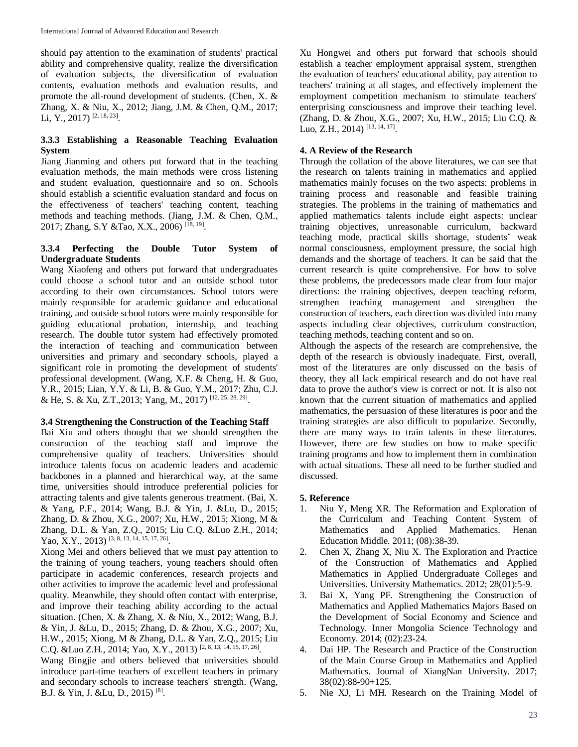should pay attention to the examination of students' practical ability and comprehensive quality, realize the diversification of evaluation subjects, the diversification of evaluation contents, evaluation methods and evaluation results, and promote the all-round development of students. (Chen, X. & Zhang, X. & Niu, X., 2012; Jiang, J.M. & Chen, Q.M., 2017; Li, Y., 2017) [2, 18, 23].

### 3.3.3 Establishing a Reasonable Teaching Evaluation System

Jiang Jianming and others put forward that in the teaching evaluation methods, the main methods were cross listening and student evaluation, questionnaire and so on. Schools should establish a scientific evaluation standard and focus on the effectiveness of teachers' teaching content, teaching methods and teaching methods. (Jiang, J.M. & Chen, Q.M., 2017; Zhang, S.Y &Tao, X.X., 2006) [18, 19].

### 3.3.4 Perfecting the Double Tutor System of Undergraduate Students

Wang Xiaofeng and others put forward that undergraduates could choose a school tutor and an outside school tutor according to their own circumstances. School tutors were mainly responsible for academic guidance and educational training, and outside school tutors were mainly responsible for guiding educational probation, internship, and teaching research. The double tutor system had effectively promoted the interaction of teaching and communication between universities and primary and secondary schools, played a significant role in promoting the development of students' professional development. (Wang, X.F. & Cheng, H. & Guo, Y.R., 2015; Lian, Y.Y. & Li, B. & Guo, Y.M., 2017; Zhu, C.J. & He, S. & Xu, Z.T.,2013; Yang, M., 2017) [12, 25, 28, 29].

### 3.4 Strengthening the Construction of the Teaching Staff

Bai Xiu and others thought that we should strengthen the construction of the teaching staff and improve the comprehensive quality of teachers. Universities should introduce talents focus on academic leaders and academic backbones in a planned and hierarchical way, at the same time, universities should introduce preferential policies for attracting talents and give talents generous treatment. (Bai, X. & Yang, P.F., 2014; Wang, B.J. & Yin, J. &Lu, D., 2015; Zhang, D. & Zhou, X.G., 2007; Xu, H.W., 2015; Xiong, M & Zhang, D.L. & Yan, Z.Q., 2015; Liu C.Q. &Luo Z.H., 2014; Yao, X.Y., 2013) [3, 8, 13, 14, 15, 17, 26].

Xiong Mei and others believed that we must pay attention to the training of young teachers, young teachers should often participate in academic conferences, research projects and other activities to improve the academic level and professional quality. Meanwhile, they should often contact with enterprise, and improve their teaching ability according to the actual situation. (Chen, X. & Zhang, X. & Niu, X., 2012; Wang, B.J. & Yin, J. &Lu, D., 2015; Zhang, D. & Zhou, X.G., 2007; Xu, H.W., 2015; Xiong, M & Zhang, D.L. & Yan, Z.Q., 2015; Liu C.Q. &Luo Z.H., 2014; Yao, X.Y., 2013) [2, 8, 13, 14, 15, 17, 26].

Wang Bingjie and others believed that universities should introduce part-time teachers of excellent teachers in primary and secondary schools to increase teachers' strength. (Wang, B.J. & Yin, J. &Lu, D., 2015) [8].

Xu Hongwei and others put forward that schools should establish a teacher employment appraisal system, strengthen the evaluation of teachers' educational ability, pay attention to teachers' training at all stages, and effectively implement the employment competition mechanism to stimulate teachers' enterprising consciousness and improve their teaching level. (Zhang, D. & Zhou, X.G., 2007; Xu, H.W., 2015; Liu C.Q. & Luo, Z.H., 2014) [13, 14, 17].

## 4. A Review of the Research

Through the collation of the above literatures, we can see that the research on talents training in mathematics and applied mathematics mainly focuses on the two aspects: problems in training process and reasonable and feasible training strategies. The problems in the training of mathematics and applied mathematics talents include eight aspects: unclear training objectives, unreasonable curriculum, backward teaching mode, practical skills shortage, students' weak normal consciousness, employment pressure, the social high demands and the shortage of teachers. It can be said that the current research is quite comprehensive. For how to solve these problems, the predecessors made clear from four major directions: the training objectives, deepen teaching reform, strengthen teaching management and strengthen the construction of teachers, each direction was divided into many aspects including clear objectives, curriculum construction, teaching methods, teaching content and so on.

Although the aspects of the research are comprehensive, the depth of the research is obviously inadequate. First, overall, most of the literatures are only discussed on the basis of theory, they all lack empirical research and do not have real data to prove the author's view is correct or not. It is also not known that the current situation of mathematics and applied mathematics, the persuasion of these literatures is poor and the training strategies are also difficult to popularize. Secondly, there are many ways to train talents in these literatures. However, there are few studies on how to make specific training programs and how to implement them in combination with actual situations. These all need to be further studied and discussed.

## 5. Reference

1. Niu Y, Meng XR. The Reformation and Exploration of the Curriculum and Teaching Content System of Mathematics and Applied Mathematics. Henan Education Middle. 2011; (08):38-39.
2. Chen X, Zhang X, Niu X. The Exploration and Practice of the Construction of Mathematics and Applied Mathematics in Applied Undergraduate Colleges and Universities. University Mathematics. 2012; 28(01):5-9.
3. Bai X, Yang PF. Strengthening the Construction of Mathematics and Applied Mathematics Majors Based on the Development of Social Economy and Science and Technology. Inner Mongolia Science Technology and Economy. 2014; (02):23-24.
4. Dai HP. The Research and Practice of the Construction of the Main Course Group in Mathematics and Applied Mathematics. Journal of XiangNan University. 2017; 38(02):88-90+125.
5. Nie XJ, Li MH. Research on the Training Model of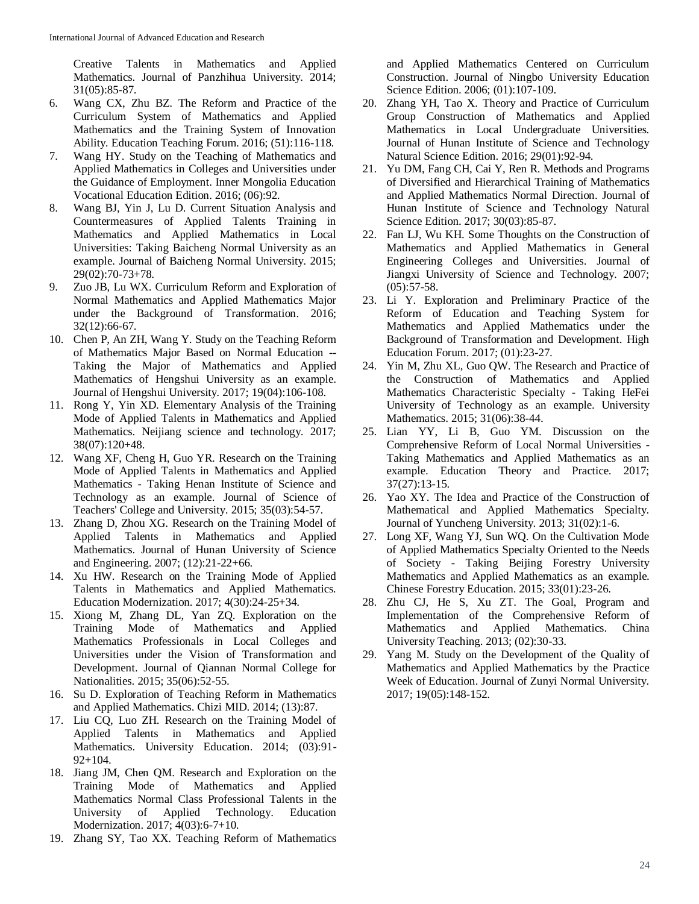Creative Talents in Mathematics and Applied Mathematics. Journal of Panzhihua University. 2014; 31(05):85-87.

6. Wang CX, Zhu BZ. The Reform and Practice of the Curriculum System of Mathematics and Applied Mathematics and the Training System of Innovation Ability. Education Teaching Forum. 2016; (51):116-118.
7. Wang HY. Study on the Teaching of Mathematics and Applied Mathematics in Colleges and Universities under the Guidance of Employment. Inner Mongolia Education Vocational Education Edition. 2016; (06):92.
8. Wang BJ, Yin J, Lu D. Current Situation Analysis and Countermeasures of Applied Talents Training in Mathematics and Applied Mathematics in Local Universities: Taking Baicheng Normal University as an example. Journal of Baicheng Normal University. 2015; 29(02):70-73+78.
9. Zuo JB, Lu WX. Curriculum Reform and Exploration of Normal Mathematics and Applied Mathematics Major under the Background of Transformation. 2016; 32(12):66-67.
10. Chen P, An ZH, Wang Y. Study on the Teaching Reform of Mathematics Major Based on Normal Education -- Taking the Major of Mathematics and Applied Mathematics of Hengshui University as an example. Journal of Hengshui University. 2017; 19(04):106-108.
11. Rong Y, Yin XD. Elementary Analysis of the Training Mode of Applied Talents in Mathematics and Applied Mathematics. Neijiang science and technology. 2017; 38(07):120+48.
12. Wang XF, Cheng H, Guo YR. Research on the Training Mode of Applied Talents in Mathematics and Applied Mathematics - Taking Henan Institute of Science and Technology as an example. Journal of Science of Teachers' College and University. 2015; 35(03):54-57.
13. Zhang D, Zhou XG. Research on the Training Model of Applied Talents in Mathematics and Applied Mathematics. Journal of Hunan University of Science and Engineering. 2007; (12):21-22+66.
14. Xu HW. Research on the Training Mode of Applied Talents in Mathematics and Applied Mathematics. Education Modernization. 2017; 4(30):24-25+34.
15. Xiong M, Zhang DL, Yan ZQ. Exploration on the Training Mode of Mathematics and Applied Mathematics Professionals in Local Colleges and Universities under the Vision of Transformation and Development. Journal of Qiannan Normal College for Nationalities. 2015; 35(06):52-55.
16. Su D. Exploration of Teaching Reform in Mathematics and Applied Mathematics. Chizi MID. 2014; (13):87.
17. Liu CQ, Luo ZH. Research on the Training Model of Applied Talents in Mathematics and Applied Mathematics. University Education. 2014; (03):91-92+104.
18. Jiang JM, Chen QM. Research and Exploration on the Training Mode of Mathematics and Applied Mathematics Normal Class Professional Talents in the University of Applied Technology. Education Modernization. 2017; 4(03):6-7+10.
19. Zhang SY, Tao XX. Teaching Reform of Mathematics and Applied Mathematics Centered on Curriculum Construction. Journal of Ningbo University Education Science Edition. 2006; (01):107-109.
20. Zhang YH, Tao X. Theory and Practice of Curriculum Group Construction of Mathematics and Applied Mathematics in Local Undergraduate Universities. Journal of Hunan Institute of Science and Technology Natural Science Edition. 2016; 29(01):92-94.
21. Yu DM, Fang CH, Cai Y, Ren R. Methods and Programs of Diversified and Hierarchical Training of Mathematics and Applied Mathematics Normal Direction. Journal of Hunan Institute of Science and Technology Natural Science Edition. 2017; 30(03):85-87.
22. Fan LJ, Wu KH. Some Thoughts on the Construction of Mathematics and Applied Mathematics in General Engineering Colleges and Universities. Journal of Jiangxi University of Science and Technology. 2007; (05):57-58.
23. Li Y. Exploration and Preliminary Practice of the Reform of Education and Teaching System for Mathematics and Applied Mathematics under the Background of Transformation and Development. High Education Forum. 2017; (01):23-27.
24. Yin M, Zhu XL, Guo QW. The Research and Practice of the Construction of Mathematics and Applied Mathematics Characteristic Specialty - Taking HeFei University of Technology as an example. University Mathematics. 2015; 31(06):38-44.
25. Lian YY, Li B, Guo YM. Discussion on the Comprehensive Reform of Local Normal Universities - Taking Mathematics and Applied Mathematics as an example. Education Theory and Practice. 2017; 37(27):13-15.
26. Yao XY. The Idea and Practice of the Construction of Mathematical and Applied Mathematics Specialty. Journal of Yuncheng University. 2013; 31(02):1-6.
27. Long XF, Wang YJ, Sun WQ. On the Cultivation Mode of Applied Mathematics Specialty Oriented to the Needs of Society - Taking Beijing Forestry University Mathematics and Applied Mathematics as an example. Chinese Forestry Education. 2015; 33(01):23-26.
28. Zhu CJ, He S, Xu ZT. The Goal, Program and Implementation of the Comprehensive Reform of Mathematics and Applied Mathematics. China University Teaching. 2013; (02):30-33.
29. Yang M. Study on the Development of the Quality of Mathematics and Applied Mathematics by the Practice Week of Education. Journal of Zunyi Normal University. 2017; 19(05):148-152.